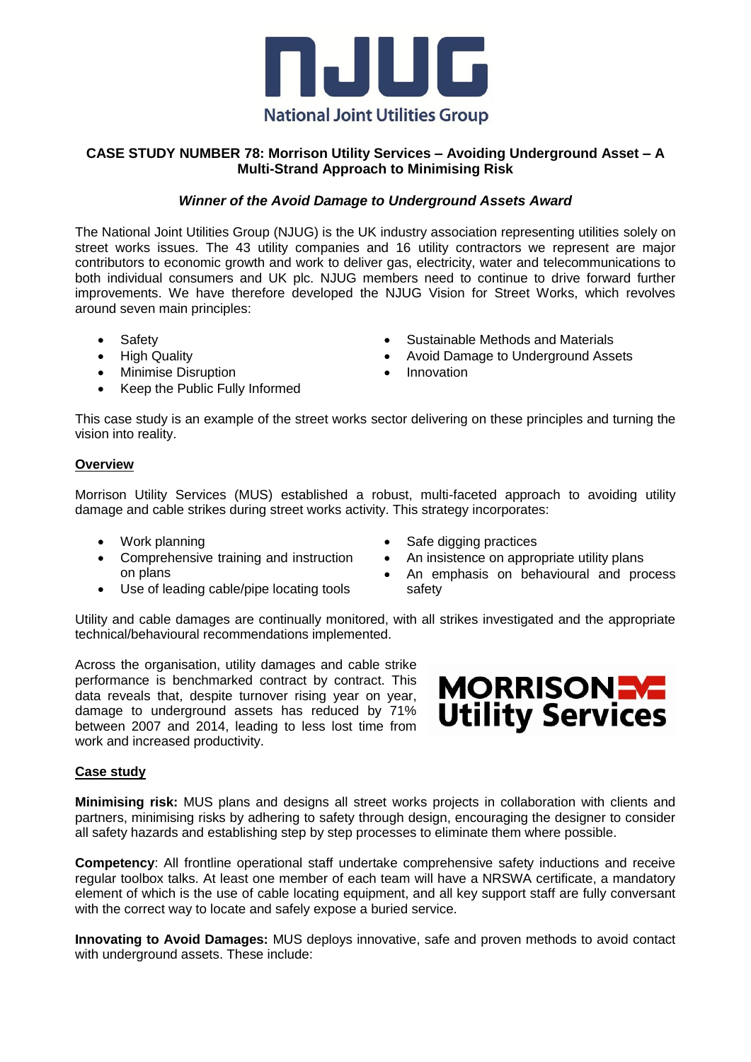**CASE STUDY NUMBER 78: Morrison Utility Services – Avoiding Underground Asset – A Multi-Strand Approach to Minimising Risk**

***Winner of the Avoid Damage to Underground Assets Award***

The National Joint Utilities Group (NJUG) is the UK industry association representing utilities solely on street works issues. The 43 utility companies and 16 utility contractors we represent are major contributors to economic growth and work to deliver gas, electricity, water and telecommunications to both individual consumers and UK plc. NJUG members need to continue to drive forward further improvements. We have therefore developed the NJUG Vision for Street Works, which revolves around seven main principles:

- Safety
- High Quality
- Minimise Disruption
- Keep the Public Fully Informed
- Sustainable Methods and Materials
- Avoid Damage to Underground Assets
- Innovation

This case study is an example of the street works sector delivering on these principles and turning the vision into reality.

## Overview

Morrison Utility Services (MUS) established a robust, multi-faceted approach to avoiding utility damage and cable strikes during street works activity. This strategy incorporates:

- Work planning
- Comprehensive training and instruction on plans
- Use of leading cable/pipe locating tools
- Safe digging practices
- An insistence on appropriate utility plans
- An emphasis on behavioural and process safety

Utility and cable damages are continually monitored, with all strikes investigated and the appropriate technical/behavioural recommendations implemented.

Across the organisation, utility damages and cable strike performance is benchmarked by contract. This data reveals that, despite turnover rising year on year, damage to underground assets has reduced by 71% between 2007 and 2014, leading to less lost time from work and increased productivity.

## Case study

**Minimising risk:** MUS plans and designs all street works projects in collaboration with clients and partners, minimising risks by adhering to safety through design, encouraging the designer to consider all safety hazards and establishing step by step processes to eliminate them where possible.

**Competency**: All frontline operational staff undertake comprehensive safety inductions and receive regular toolbox talks. At least one member of each team will have a NRSWA certificate, a mandatory element of which is the use of cable locating equipment, and all key support staff are fully conversant with the correct way to locate and safely expose a buried service.

**Innovating to Avoid Damages:** MUS deploys innovative, safe and proven methods to avoid contact with underground assets. These include: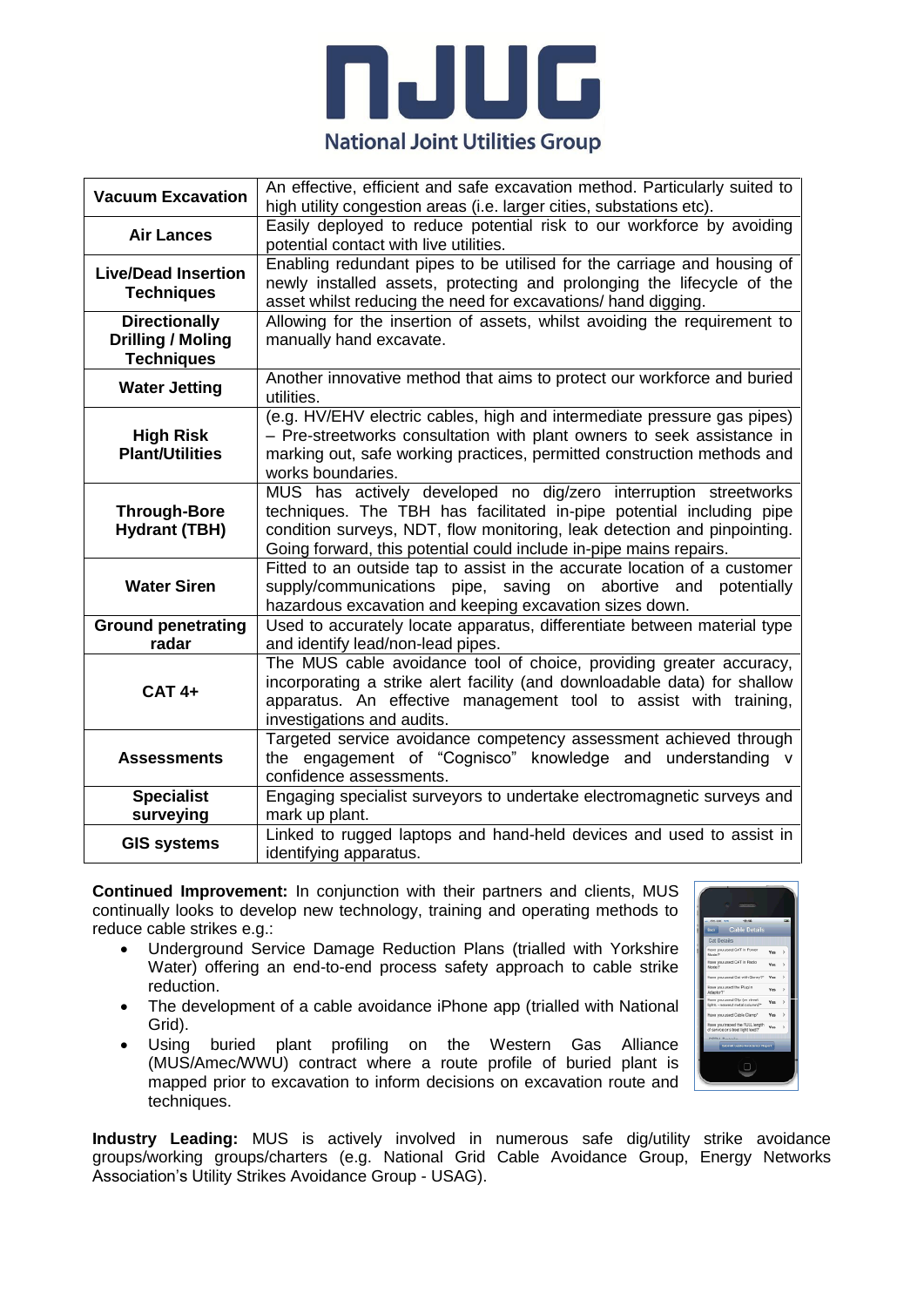# NJUG

National Joint Utilities Group

| | |
|---|---|
| **Vacuum Excavation** | An effective, efficient and safe excavation method. Particularly suited to high utility congestion areas (i.e. larger cities, substations etc). |
| **Air Lances** | Easily deployed to reduce potential risk to our workforce by avoiding potential contact with live utilities. |
| **Live/Dead Insertion Techniques** | Enabling redundant pipes to be utilised for the carriage and housing of newly installed assets, protecting and prolonging the lifecycle of the asset whilst reducing the need for excavations/ hand digging. |
| **Directionally Drilling / Moling Techniques** | Allowing for the insertion of assets, whilst avoiding the requirement to manually hand excavate. |
| **Water Jetting** | Another innovative method that aims to protect our workforce and buried utilities. |
| **High Risk Plant/Utilities** | (e.g. HV/EHV electric cables, high and intermediate pressure gas pipes) – Pre-streetworks consultation with plant owners to seek assistance in marking out, safe working practices, permitted construction methods and works boundaries. |
| **Through-Bore Hydrant (TBH)** | MUS has actively developed no dig/zero interruption streetworks techniques. The TBH has facilitated in-pipe potential including pipe condition surveys, NDT, flow monitoring, leak detection and pinpointing. Going forward, this potential could include in-pipe mains repairs. |
| **Water Siren** | Fitted to an outside tap to assist in the accurate location of a customer supply/communications pipe, saving on abortive and potentially hazardous excavation and keeping excavation sizes down. |
| **Ground penetrating radar** | Used to accurately locate apparatus, differentiate between material type and identify lead/non-lead pipes. |
| **CAT 4+** | The MUS cable avoidance tool of choice, providing greater accuracy, incorporating a strike alert facility (and downloadable data) for shallow apparatus. An effective management tool to assist with training, investigations and audits. |
| **Assessments** | Targeted service avoidance competency assessment achieved through the engagement of "Cognisco" knowledge and understanding v confidence assessments. |
| **Specialist surveying** | Engaging specialist surveyors to undertake electromagnetic surveys and mark up plant. |
| **GIS systems** | Linked to rugged laptops and hand-held devices and used to assist in identifying apparatus. |

**Continued Improvement:** In conjunction with their partners and clients, MUS continually looks to develop new technology, training and operating methods to reduce cable strikes e.g.:

- Underground Service Damage Reduction Plans (trialled with Yorkshire Water) offering an end-to-end process safety approach to cable strike reduction.
- The development of a cable avoidance iPhone app (trialled with National Grid).
- Using buried plant profiling on the Western Gas Alliance (MUS/Amec/WWU) contract where a route profile of buried plant is mapped prior to excavation to inform decisions on excavation route and techniques.

**Industry Leading:** MUS is actively involved in numerous safe dig/utility strike avoidance groups/working groups/charters (e.g. National Grid Cable Avoidance Group, Energy Networks Association's Utility Strikes Avoidance Group - USAG).